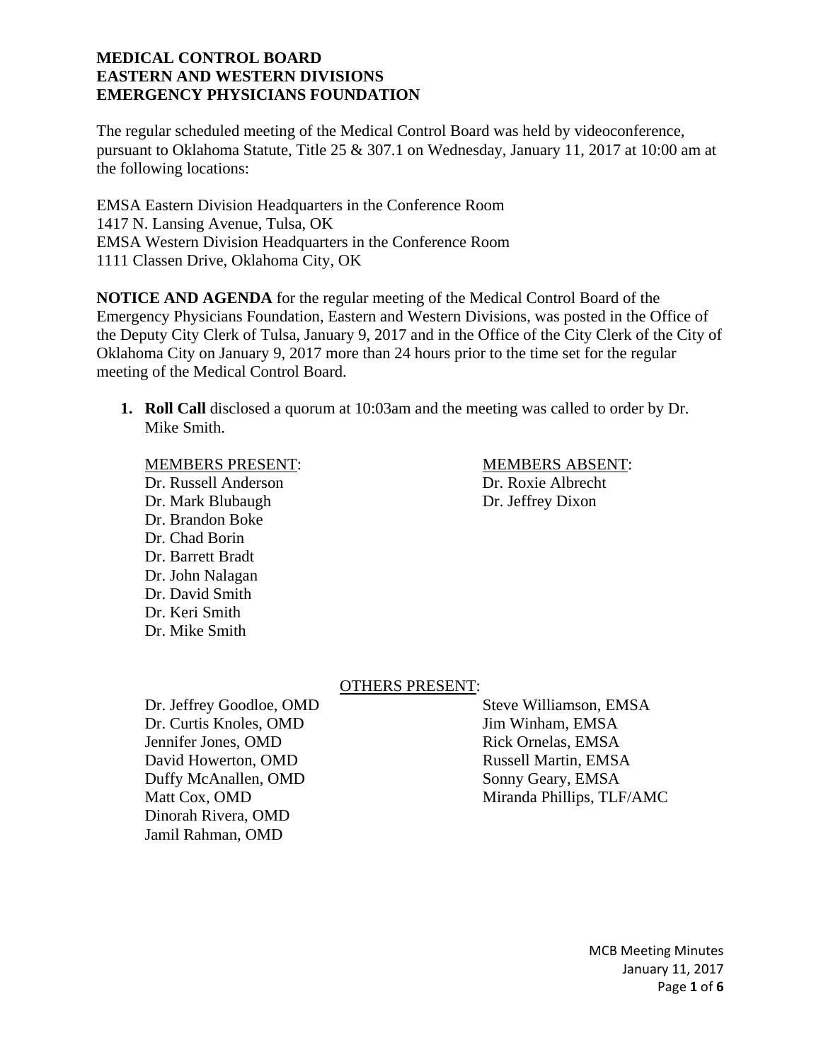**MEDICAL CONTROL BOARD**
**EASTERN AND WESTERN DIVISIONS**
**EMERGENCY PHYSICIANS FOUNDATION**

The regular scheduled meeting of the Medical Control Board was held by videoconference, pursuant to Oklahoma Statute, Title 25 & 307.1 on Wednesday, January 11, 2017 at 10:00 am at the following locations:

EMSA Eastern Division Headquarters in the Conference Room
1417 N. Lansing Avenue, Tulsa, OK
EMSA Western Division Headquarters in the Conference Room
1111 Classen Drive, Oklahoma City, OK

**NOTICE AND AGENDA** for the regular meeting of the Medical Control Board of the Emergency Physicians Foundation, Eastern and Western Divisions, was posted in the Office of the Deputy City Clerk of Tulsa, January 9, 2017 and in the Office of the City Clerk of the City of Oklahoma City on January 9, 2017 more than 24 hours prior to the time set for the regular meeting of the Medical Control Board.

1. **Roll Call** disclosed a quorum at 10:03am and the meeting was called to order by Dr. Mike Smith.

MEMBERS PRESENT:
Dr. Russell Anderson
Dr. Mark Blubaugh
Dr. Brandon Boke
Dr. Chad Borin
Dr. Barrett Bradt
Dr. John Nalagan
Dr. David Smith
Dr. Keri Smith
Dr. Mike Smith

MEMBERS ABSENT:
Dr. Roxie Albrecht
Dr. Jeffrey Dixon

OTHERS PRESENT:

Dr. Jeffrey Goodloe, OMD
Dr. Curtis Knoles, OMD
Jennifer Jones, OMD
David Howerton, OMD
Duffy McAnallen, OMD
Matt Cox, OMD
Dinorah Rivera, OMD
Jamil Rahman, OMD

Steve Williamson, EMSA
Jim Winham, EMSA
Rick Ornelas, EMSA
Russell Martin, EMSA
Sonny Geary, EMSA
Miranda Phillips, TLF/AMC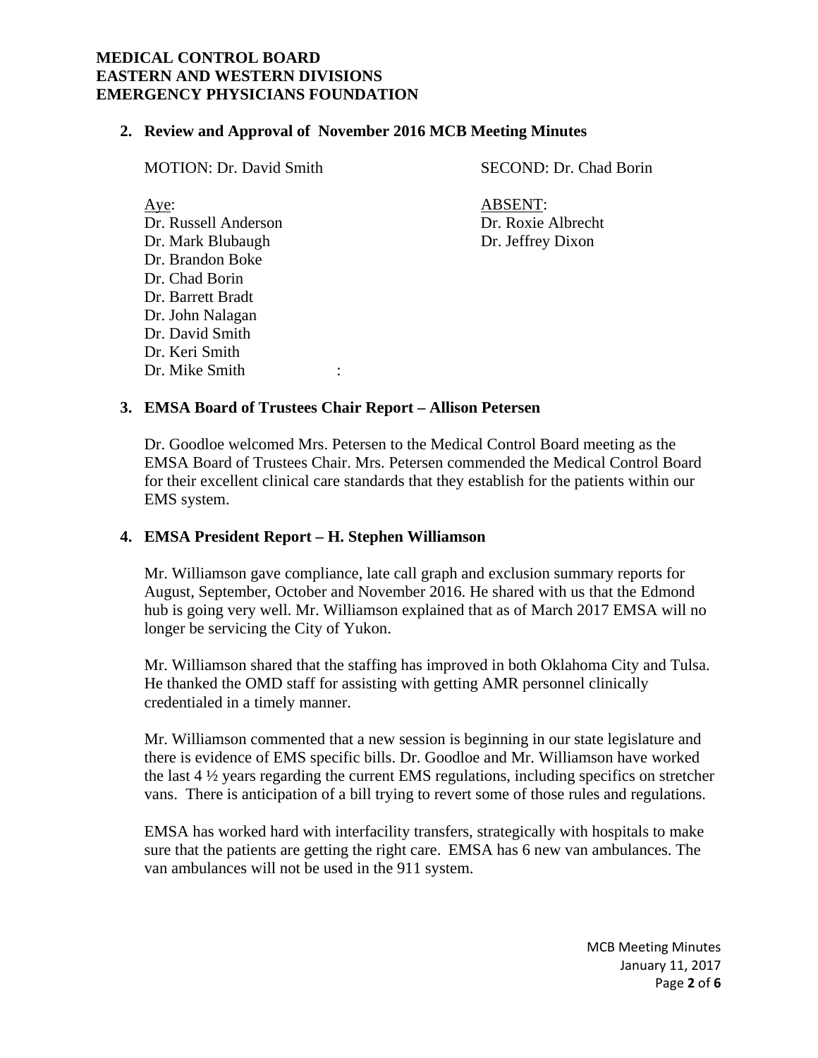**2. Review and Approval of November 2016 MCB Meeting Minutes**

MOTION: Dr. David Smith  SECOND: Dr. Chad Borin

Aye:
Dr. Russell Anderson
Dr. Mark Blubaugh
Dr. Brandon Boke
Dr. Chad Borin
Dr. Barrett Bradt
Dr. John Nalagan
Dr. David Smith
Dr. Keri Smith
Dr. Mike Smith :

ABSENT:
Dr. Roxie Albrecht
Dr. Jeffrey Dixon

**3. EMSA Board of Trustees Chair Report – Allison Petersen**

Dr. Goodloe welcomed Mrs. Petersen to the Medical Control Board meeting as the EMSA Board of Trustees Chair. Mrs. Petersen commended the Medical Control Board for their excellent clinical care standards that they establish for the patients within our EMS system.

**4. EMSA President Report – H. Stephen Williamson**

Mr. Williamson gave compliance, late call graph and exclusion summary reports for August, September, October and November 2016. He shared with us that the Edmond hub is going very well. Mr. Williamson explained that as of March 2017 EMSA will no longer be servicing the City of Yukon.

Mr. Williamson shared that the staffing has improved in both Oklahoma City and Tulsa. He thanked the OMD staff for assisting with getting AMR personnel clinically credentialed in a timely manner.

Mr. Williamson commented that a new session is beginning in our state legislature and there is evidence of EMS specific bills. Dr. Goodloe and Mr. Williamson have worked the last 4 ½ years regarding the current EMS regulations, including specifics on stretcher vans. There is anticipation of a bill trying to revert some of those rules and regulations.

EMSA has worked hard with interfacility transfers, strategically with hospitals to make sure that the patients are getting the right care. EMSA has 6 new van ambulances. The van ambulances will not be used in the 911 system.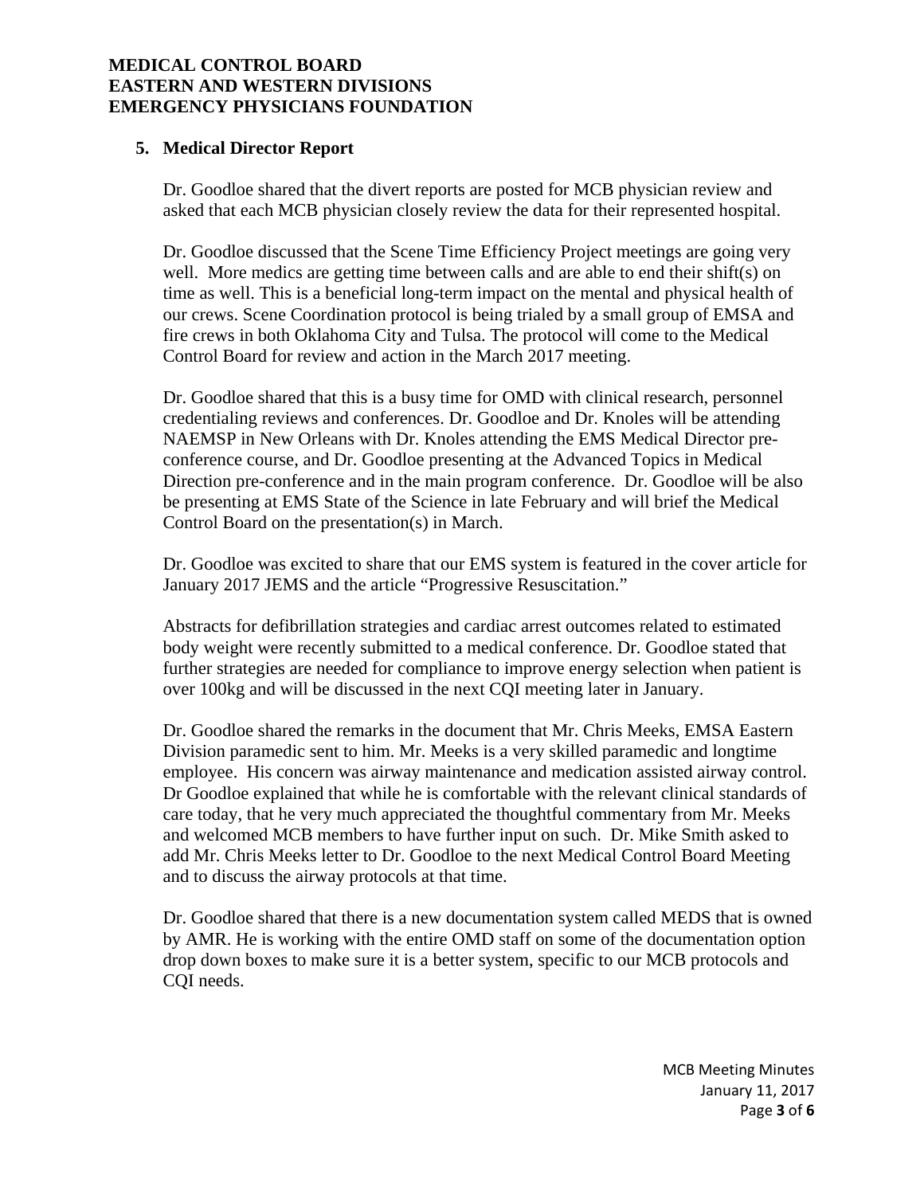**MEDICAL CONTROL BOARD**
**EASTERN AND WESTERN DIVISIONS**
**EMERGENCY PHYSICIANS FOUNDATION**

## 5. Medical Director Report

Dr. Goodloe shared that the divert reports are posted for MCB physician review and asked that each MCB physician closely review the data for their represented hospital.

Dr. Goodloe discussed that the Scene Time Efficiency Project meetings are going very well. More medics are getting time between calls and are able to end their shift(s) on time as well. This is a beneficial long-term impact on the mental and physical health of our crews. Scene Coordination protocol is being trialed by a small group of EMSA and fire crews in both Oklahoma City and Tulsa. The protocol will come to the Medical Control Board for review and action in the March 2017 meeting.

Dr. Goodloe shared that this is a busy time for OMD with clinical research, personnel credentialing reviews and conferences. Dr. Goodloe and Dr. Knoles will be attending NAEMSP in New Orleans with Dr. Knoles attending the EMS Medical Director pre-conference course, and Dr. Goodloe presenting at the Advanced Topics in Medical Direction pre-conference and in the main program conference. Dr. Goodloe will be also be presenting at EMS State of the Science in late February and will brief the Medical Control Board on the presentation(s) in March.

Dr. Goodloe was excited to share that our EMS system is featured in the cover article for January 2017 JEMS and the article "Progressive Resuscitation."

Abstracts for defibrillation strategies and cardiac arrest outcomes related to estimated body weight were recently submitted to a medical conference. Dr. Goodloe stated that further strategies are needed for compliance to improve energy selection when patient is over 100kg and will be discussed in the next CQI meeting later in January.

Dr. Goodloe shared the remarks in the document that Mr. Chris Meeks, EMSA Eastern Division paramedic sent to him. Mr. Meeks is a very skilled paramedic and longtime employee. His concern was airway maintenance and medication assisted airway control. Dr Goodloe explained that while he is comfortable with the relevant clinical standards of care today, that he very much appreciated the thoughtful commentary from Mr. Meeks and welcomed MCB members to have further input on such. Dr. Mike Smith asked to add Mr. Chris Meeks letter to Dr. Goodloe to the next Medical Control Board Meeting and to discuss the airway protocols at that time.

Dr. Goodloe shared that there is a new documentation system called MEDS that is owned by AMR. He is working with the entire OMD staff on some of the documentation option drop down boxes to make sure it is a better system, specific to our MCB protocols and CQI needs.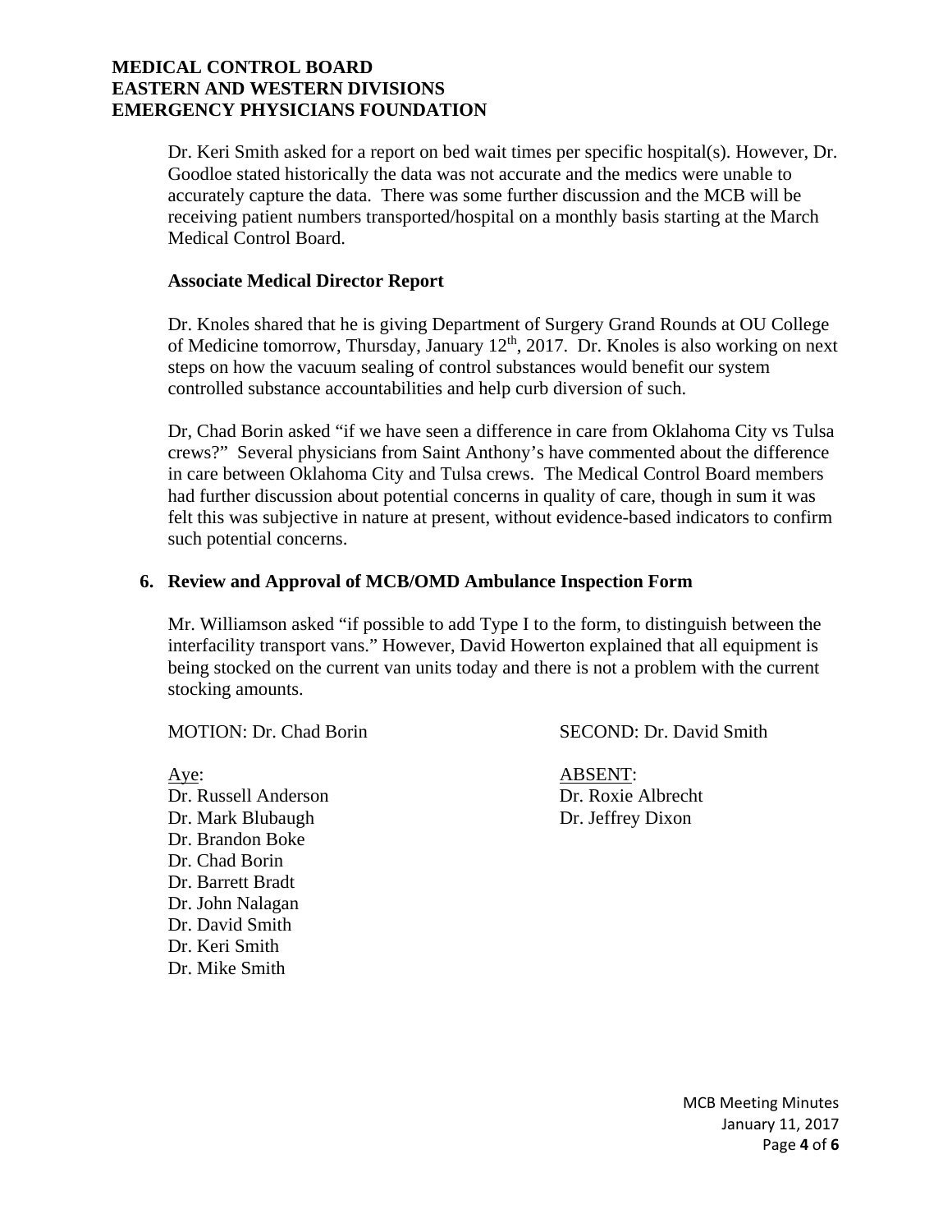Dr. Keri Smith asked for a report on bed wait times per specific hospital(s). However, Dr. Goodloe stated historically the data was not accurate and the medics were unable to accurately capture the data. There was some further discussion and the MCB will be receiving patient numbers transported/hospital on a monthly basis starting at the March Medical Control Board.

**Associate Medical Director Report**

Dr. Knoles shared that he is giving Department of Surgery Grand Rounds at OU College of Medicine tomorrow, Thursday, January 12th, 2017. Dr. Knoles is also working on next steps on how the vacuum sealing of control substances would benefit our system controlled substance accountabilities and help curb diversion of such.

Dr, Chad Borin asked "if we have seen a difference in care from Oklahoma City vs Tulsa crews?" Several physicians from Saint Anthony's have commented about the difference in care between Oklahoma City and Tulsa crews. The Medical Control Board members had further discussion about potential concerns in quality of care, though in sum it was felt this was subjective in nature at present, without evidence-based indicators to confirm such potential concerns.

## 6. Review and Approval of MCB/OMD Ambulance Inspection Form

Mr. Williamson asked "if possible to add Type I to the form, to distinguish between the interfacility transport vans." However, David Howerton explained that all equipment is being stocked on the current van units today and there is not a problem with the current stocking amounts.

MOTION: Dr. Chad Borin  SECOND: Dr. David Smith

Aye:
Dr. Russell Anderson
Dr. Mark Blubaugh
Dr. Brandon Boke
Dr. Chad Borin
Dr. Barrett Bradt
Dr. John Nalagan
Dr. David Smith
Dr. Keri Smith
Dr. Mike Smith

ABSENT:
Dr. Roxie Albrecht
Dr. Jeffrey Dixon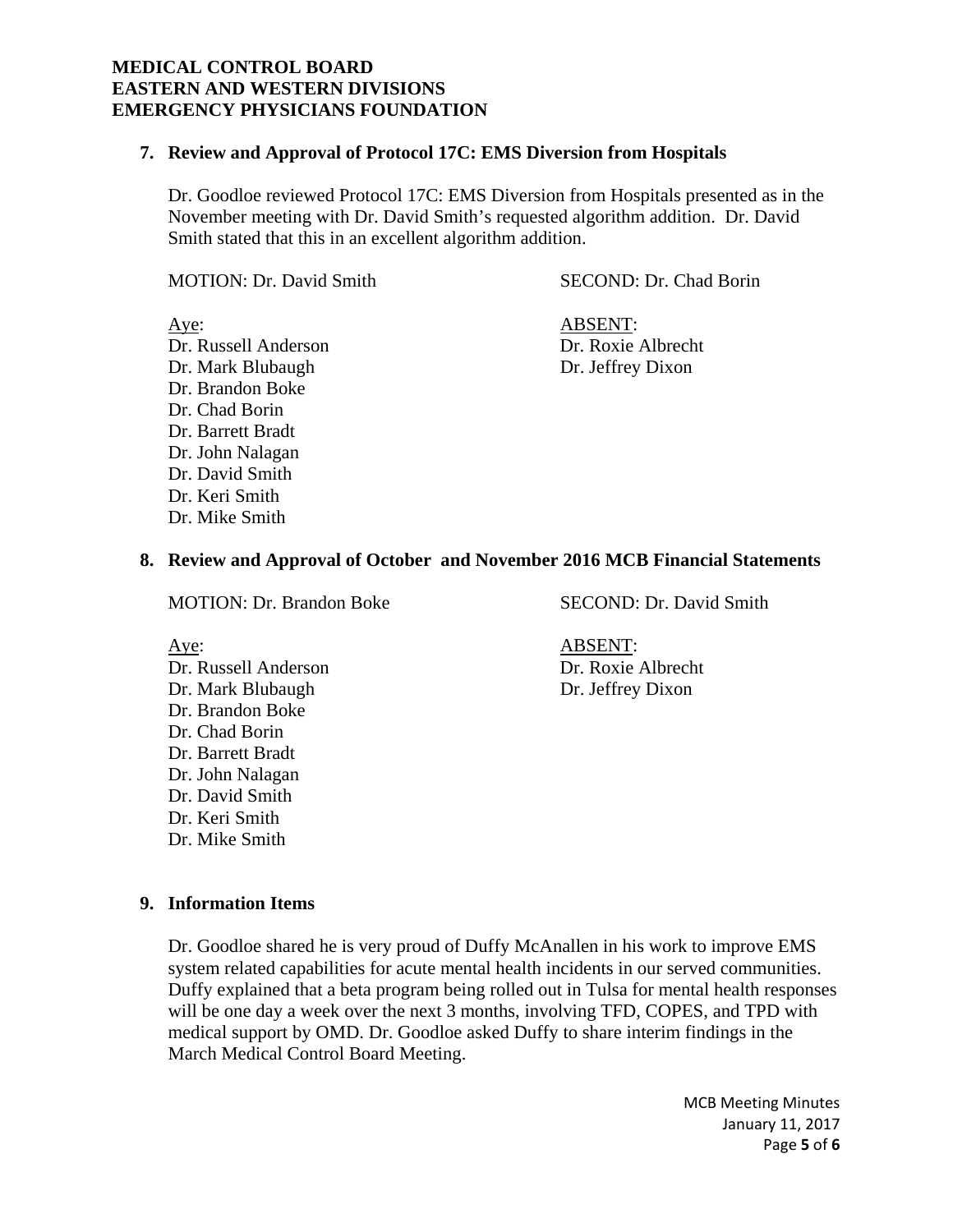**MEDICAL CONTROL BOARD**
**EASTERN AND WESTERN DIVISIONS**
**EMERGENCY PHYSICIANS FOUNDATION**

### 7. Review and Approval of Protocol 17C: EMS Diversion from Hospitals

Dr. Goodloe reviewed Protocol 17C: EMS Diversion from Hospitals presented as in the November meeting with Dr. David Smith's requested algorithm addition. Dr. David Smith stated that this in an excellent algorithm addition.

MOTION: Dr. David Smith
SECOND: Dr. Chad Borin

Aye:
Dr. Russell Anderson
Dr. Mark Blubaugh
Dr. Brandon Boke
Dr. Chad Borin
Dr. Barrett Bradt
Dr. John Nalagan
Dr. David Smith
Dr. Keri Smith
Dr. Mike Smith

ABSENT:
Dr. Roxie Albrecht
Dr. Jeffrey Dixon

### 8. Review and Approval of October and November 2016 MCB Financial Statements

MOTION: Dr. Brandon Boke
SECOND: Dr. David Smith

Aye:
Dr. Russell Anderson
Dr. Mark Blubaugh
Dr. Brandon Boke
Dr. Chad Borin
Dr. Barrett Bradt
Dr. John Nalagan
Dr. David Smith
Dr. Keri Smith
Dr. Mike Smith

ABSENT:
Dr. Roxie Albrecht
Dr. Jeffrey Dixon

### 9. Information Items

Dr. Goodloe shared he is very proud of Duffy McAnallen in his work to improve EMS system related capabilities for acute mental health incidents in our served communities. Duffy explained that a beta program being rolled out in Tulsa for mental health responses will be one day a week over the next 3 months, involving TFD, COPES, and TPD with medical support by OMD. Dr. Goodloe asked Duffy to share interim findings in the March Medical Control Board Meeting.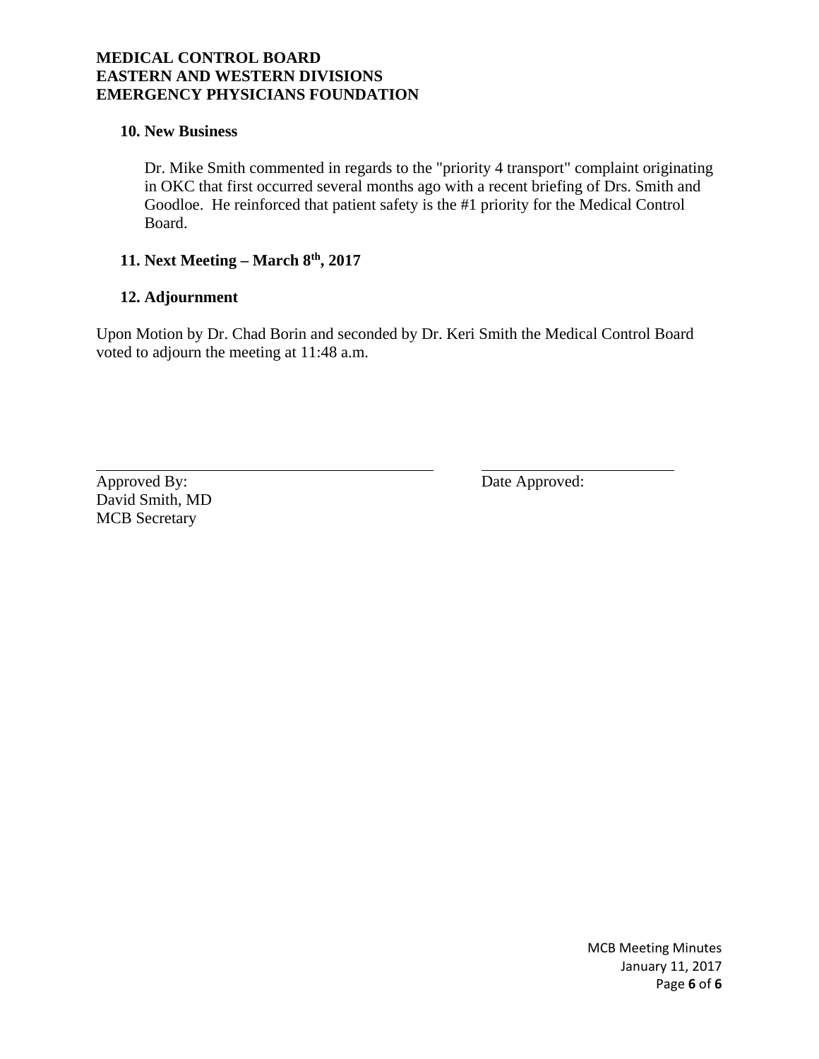**MEDICAL CONTROL BOARD**
**EASTERN AND WESTERN DIVISIONS**
**EMERGENCY PHYSICIANS FOUNDATION**

### 10. New Business

Dr. Mike Smith commented in regards to the "priority 4 transport" complaint originating in OKC that first occurred several months ago with a recent briefing of Drs. Smith and Goodloe. He reinforced that patient safety is the #1 priority for the Medical Control Board.

### 11. Next Meeting – March 8th, 2017

### 12. Adjournment

Upon Motion by Dr. Chad Borin and seconded by Dr. Keri Smith the Medical Control Board voted to adjourn the meeting at 11:48 a.m.

______________________________ ______________________

Approved By: Date Approved:
David Smith, MD
MCB Secretary